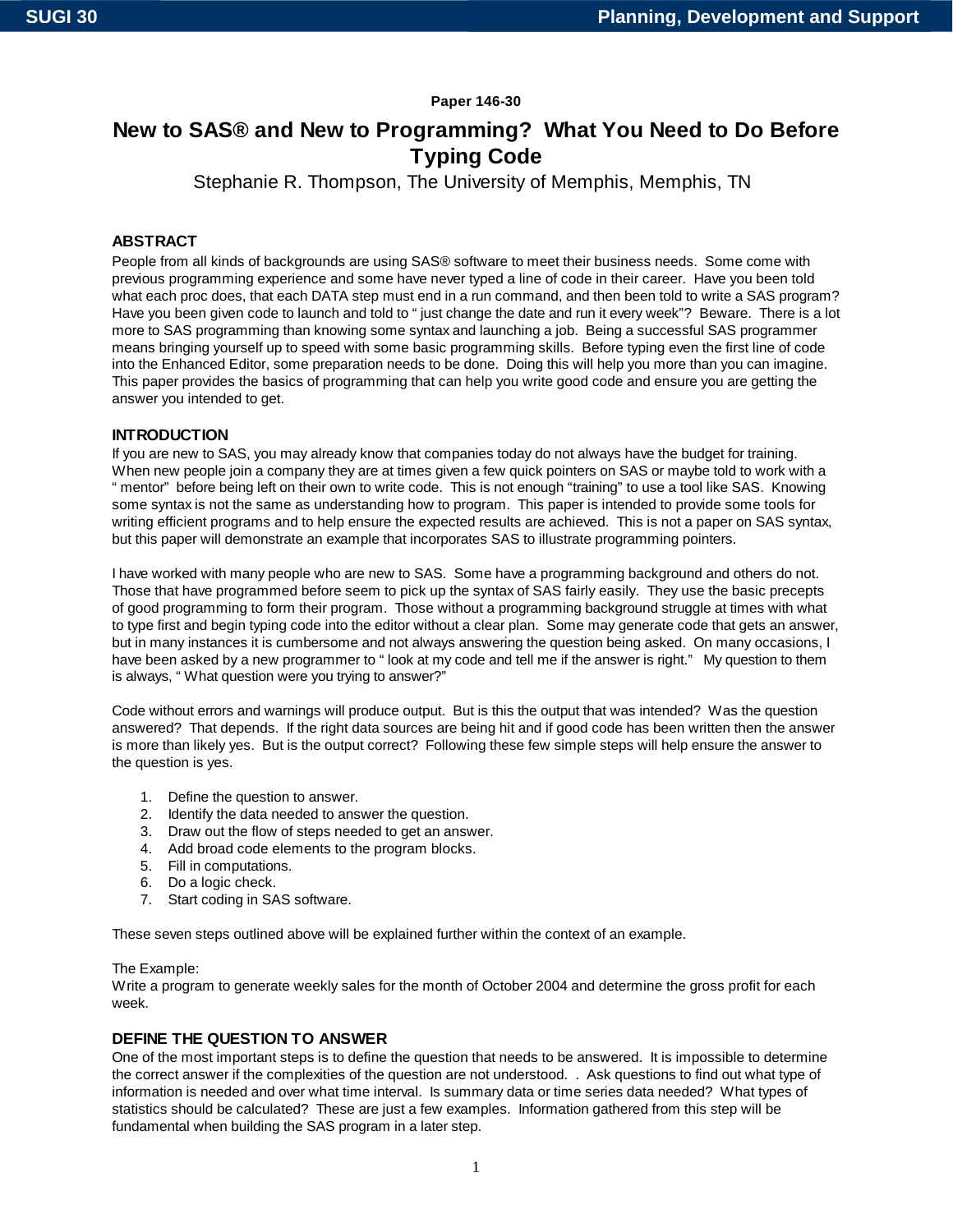Paper 146-30

# New to SAS® and New to Programming? What You Need to Do Before Typing Code

Stephanie R. Thompson, The University of Memphis, Memphis, TN

## ABSTRACT

People from all kinds of backgrounds are using SAS® software to meet their business needs. Some come with previous programming experience and some have never typed a line of code in their career. Have you been told what each proc does, that each DATA step must end in a run command, and then been told to write a SAS program? Have you been given code to launch and told to " just change the date and run it every week"? Beware. There is a lot more to SAS programming than knowing some syntax and launching a job. Being a successful SAS programmer means bringing yourself up to speed with some basic programming skills. Before typing even the first line of code into the Enhanced Editor, some preparation needs to be done. Doing this will help you more than you can imagine. This paper provides the basics of programming that can help you write good code and ensure you are getting the answer you intended to get.

## INTRODUCTION

If you are new to SAS, you may already know that companies today do not always have the budget for training. When new people join a company they are at times given a few quick pointers on SAS or maybe told to work with a " mentor" before being left on their own to write code. This is not enough "training" to use a tool like SAS. Knowing some syntax is not the same as understanding how to program. This paper is intended to provide some tools for writing efficient programs and to help ensure the expected results are achieved. This is not a paper on SAS syntax, but this paper will demonstrate an example that incorporates SAS to illustrate programming pointers.

I have worked with many people who are new to SAS. Some have a programming background and others do not. Those that have programmed before seem to pick up the syntax of SAS fairly easily. They use the basic precepts of good programming to form their program. Those without a programming background struggle at times with what to type first and begin typing code into the editor without a clear plan. Some may generate code that gets an answer, but in many instances it is cumbersome and not always answering the question being asked. On many occasions, I have been asked by a new programmer to " look at my code and tell me if the answer is right." My question to them is always, " What question were you trying to answer?"

Code without errors and warnings will produce output. But is this the output that was intended? Was the question answered? That depends. If the right data sources are being hit and if good code has been written then the answer is more than likely yes. But is the output correct? Following these few simple steps will help ensure the answer to the question is yes.

1. Define the question to answer.
2. Identify the data needed to answer the question.
3. Draw out the flow of steps needed to get an answer.
4. Add broad code elements to the program blocks.
5. Fill in computations.
6. Do a logic check.
7. Start coding in SAS software.

These seven steps outlined above will be explained further within the context of an example.

The Example:
Write a program to generate weekly sales for the month of October 2004 and determine the gross profit for each week.

## DEFINE THE QUESTION TO ANSWER

One of the most important steps is to define the question that needs to be answered. It is impossible to determine the correct answer if the complexities of the question are not understood. . Ask questions to find out what type of information is needed and over what time interval. Is summary data or time series data needed? What types of statistics should be calculated? These are just a few examples. Information gathered from this step will be fundamental when building the SAS program in a later step.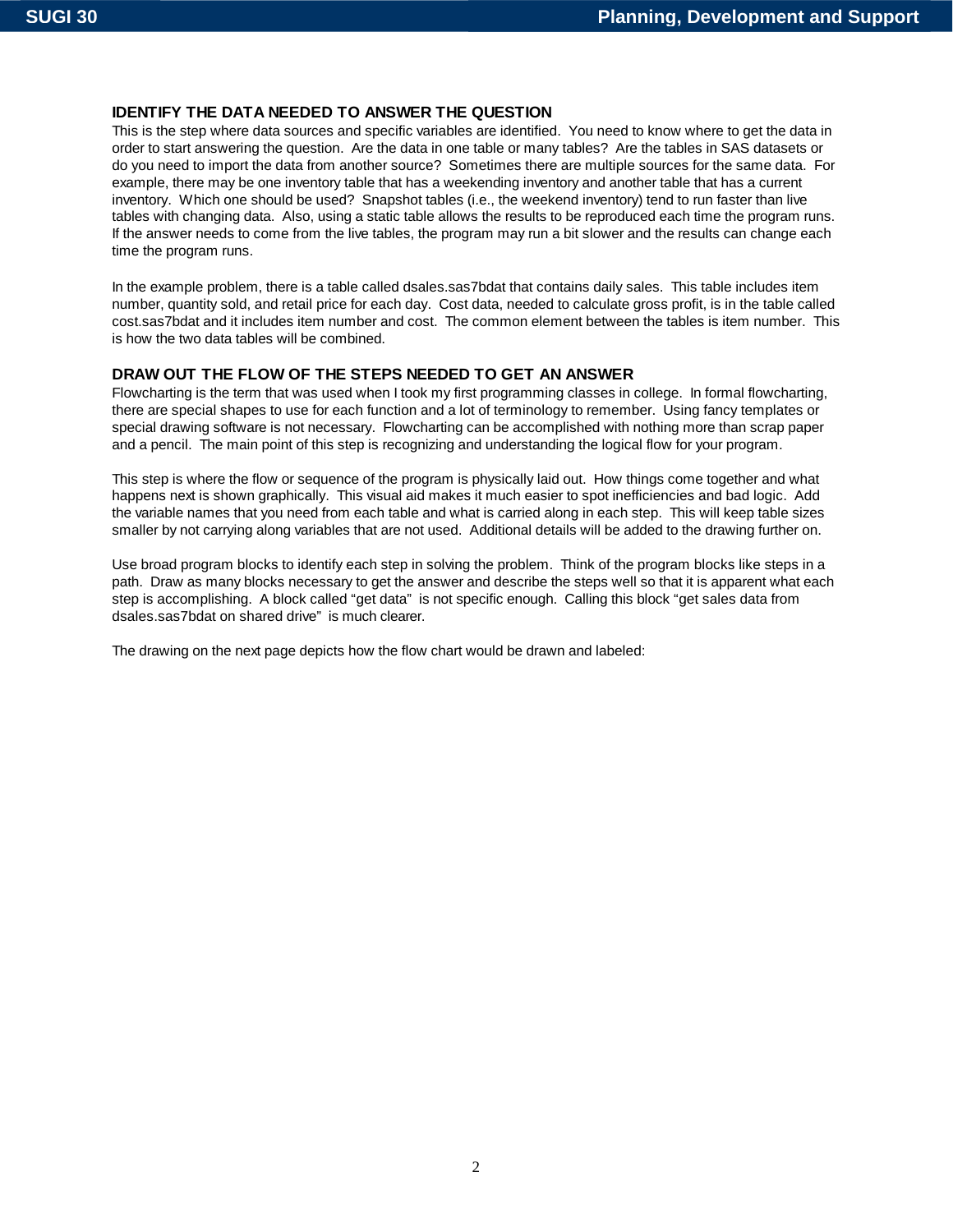## IDENTIFY THE DATA NEEDED TO ANSWER THE QUESTION

This is the step where data sources and specific variables are identified. You need to know where to get the data in order to start answering the question. Are the data in one table or many tables? Are the tables in SAS datasets or do you need to import the data from another source? Sometimes there are multiple sources for the same data. For example, there may be one inventory table that has a weekending inventory and another table that has a current inventory. Which one should be used? Snapshot tables (i.e., the weekend inventory) tend to run faster than live tables with changing data. Also, using a static table allows the results to be reproduced each time the program runs. If the answer needs to come from the live tables, the program may run a bit slower and the results can change each time the program runs.

In the example problem, there is a table called dsales.sas7bdat that contains daily sales. This table includes item number, quantity sold, and retail price for each day. Cost data, needed to calculate gross profit, is in the table called cost.sas7bdat and it includes item number and cost. The common element between the tables is item number. This is how the two data tables will be combined.

## DRAW OUT THE FLOW OF THE STEPS NEEDED TO GET AN ANSWER

Flowcharting is the term that was used when I took my first programming classes in college. In formal flowcharting, there are special shapes to use for each function and a lot of terminology to remember. Using fancy templates or special drawing software is not necessary. Flowcharting can be accomplished with nothing more than scrap paper and a pencil. The main point of this step is recognizing and understanding the logical flow for your program.

This step is where the flow or sequence of the program is physically laid out. How things come together and what happens next is shown graphically. This visual aid makes it much easier to spot inefficiencies and bad logic. Add the variable names that you need from each table and what is carried along in each step. This will keep table sizes smaller by not carrying along variables that are not used. Additional details will be added to the drawing further on.

Use broad program blocks to identify each step in solving the problem. Think of the program blocks like steps in a path. Draw as many blocks necessary to get the answer and describe the steps well so that it is apparent what each step is accomplishing. A block called "get data" is not specific enough. Calling this block "get sales data from dsales.sas7bdat on shared drive" is much clearer.

The drawing on the next page depicts how the flow chart would be drawn and labeled: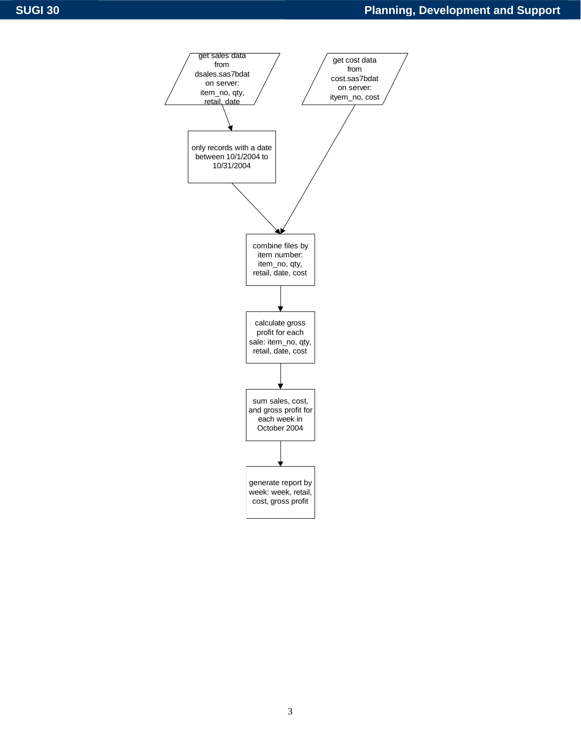get sales data from dsales.sas7bdat on server: item_no, qty, retail, date

get cost data from cost.sas7bdat on server: ityem_no, cost

only records with a date between 10/1/2004 to 10/31/2004

combine files by item number: item_no, qty, retail, date, cost

calculate gross profit for each sale: item_no, qty, retail, date, cost

sum sales, cost, and gross profit for each week in October 2004

generate report by week: week, retail, cost, gross profit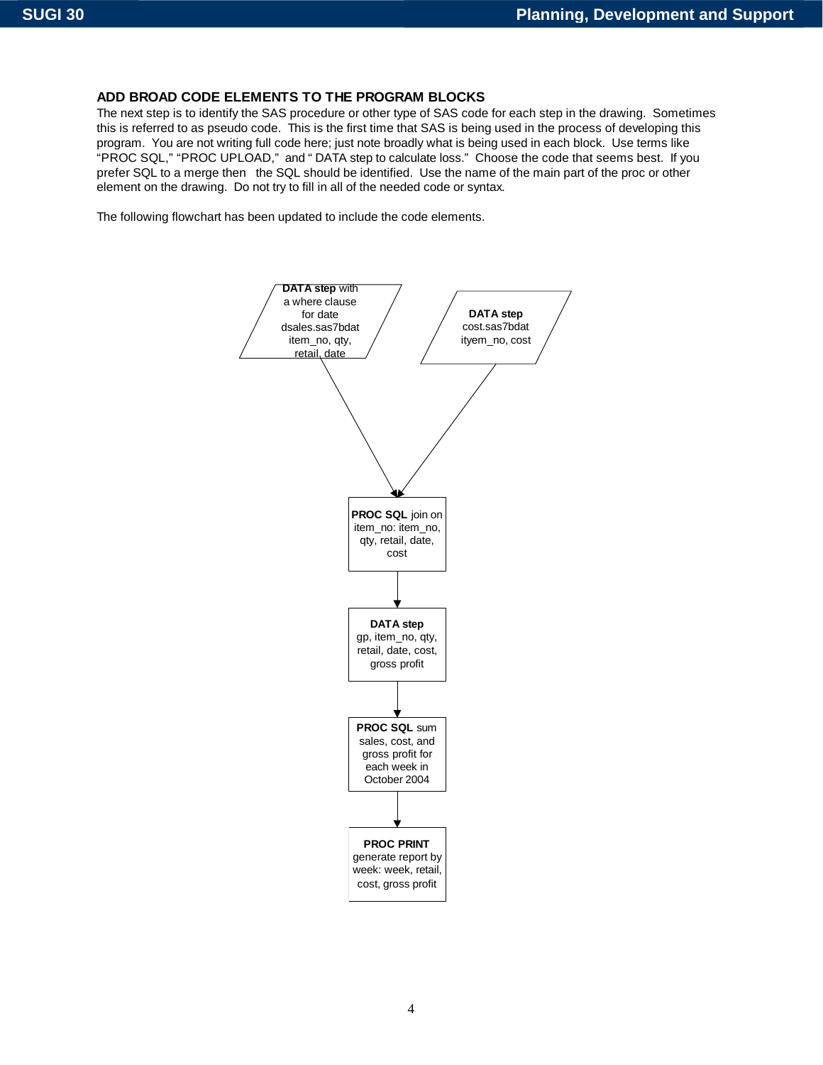### ADD BROAD CODE ELEMENTS TO THE PROGRAM BLOCKS

The next step is to identify the SAS procedure or other type of SAS code for each step in the drawing. Sometimes this is referred to as pseudo code. This is the first time that SAS is being used in the process of developing this program. You are not writing full code here; just note broadly what is being used in each block. Use terms like "PROC SQL," "PROC UPLOAD," and " DATA step to calculate loss." Choose the code that seems best. If you prefer SQL to a merge then the SQL should be identified. Use the name of the main part of the proc or other element on the drawing. Do not try to fill in all of the needed code or syntax.

The following flowchart has been updated to include the code elements.

**DATA step** with a where clause for date dsales.sas7bdat item_no, qty, retail, date

**DATA step** cost.sas7bdat ityem_no, cost

**PROC SQL** join on item_no: item_no, qty, retail, date, cost

**DATA step** gp, item_no, qty, retail, date, cost, gross profit

**PROC SQL** sum sales, cost, and gross profit for each week in October 2004

**PROC PRINT** generate report by week: week, retail, cost, gross profit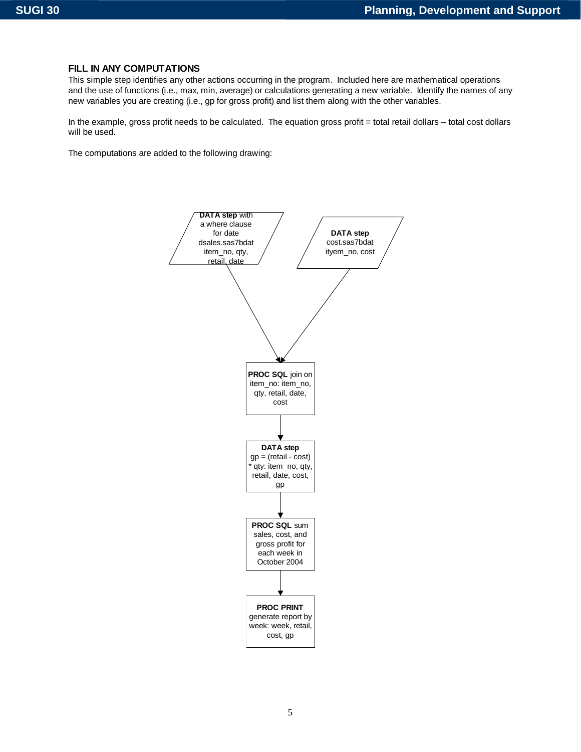## FILL IN ANY COMPUTATIONS

This simple step identifies any other actions occurring in the program. Included here are mathematical operations and the use of functions (i.e., max, min, average) or calculations generating a new variable. Identify the names of any new variables you are creating (i.e., gp for gross profit) and list them along with the other variables.

In the example, gross profit needs to be calculated. The equation gross profit = total retail dollars – total cost dollars will be used.

The computations are added to the following drawing:

**DATA step** with a where clause for date dsales.sas7bdat item_no, qty, retail, date

**DATA step** cost.sas7bdat ityem_no, cost

**PROC SQL** join on item_no: item_no, qty, retail, date, cost

**DATA step** gp = (retail - cost) * qty: item_no, qty, retail, date, cost, gp

**PROC SQL** sum sales, cost, and gross profit for each week in October 2004

**PROC PRINT** generate report by week: week, retail, cost, gp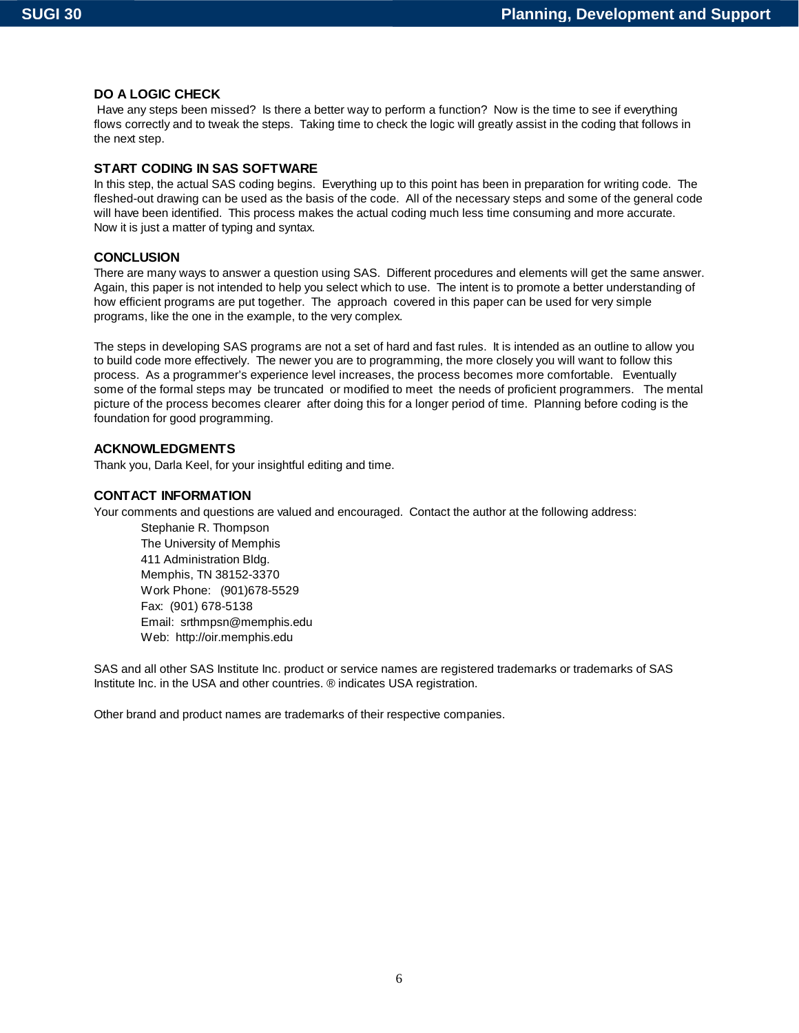## DO A LOGIC CHECK

Have any steps been missed? Is there a better way to perform a function? Now is the time to see if everything flows correctly and to tweak the steps. Taking time to check the logic will greatly assist in the coding that follows in the next step.

## START CODING IN SAS SOFTWARE

In this step, the actual SAS coding begins. Everything up to this point has been in preparation for writing code. The fleshed-out drawing can be used as the basis of the code. All of the necessary steps and some of the general code will have been identified. This process makes the actual coding much less time consuming and more accurate. Now it is just a matter of typing and syntax.

## CONCLUSION

There are many ways to answer a question using SAS. Different procedures and elements will get the same answer. Again, this paper is not intended to help you select which to use. The intent is to promote a better understanding of how efficient programs are put together. The approach covered in this paper can be used for very simple programs, like the one in the example, to the very complex.

The steps in developing SAS programs are not a set of hard and fast rules. It is intended as an outline to allow you to build code more effectively. The newer you are to programming, the more closely you will want to follow this process. As a programmer's experience level increases, the process becomes more comfortable. Eventually some of the formal steps may be truncated or modified to meet the needs of proficient programmers. The mental picture of the process becomes clearer after doing this for a longer period of time. Planning before coding is the foundation for good programming.

## ACKNOWLEDGMENTS

Thank you, Darla Keel, for your insightful editing and time.

## CONTACT INFORMATION

Your comments and questions are valued and encouraged. Contact the author at the following address:

Stephanie R. Thompson
The University of Memphis
411 Administration Bldg.
Memphis, TN 38152-3370
Work Phone: (901)678-5529
Fax: (901) 678-5138
Email: srthmpsn@memphis.edu
Web: http://oir.memphis.edu

SAS and all other SAS Institute Inc. product or service names are registered trademarks or trademarks of SAS Institute Inc. in the USA and other countries. ® indicates USA registration.

Other brand and product names are trademarks of their respective companies.